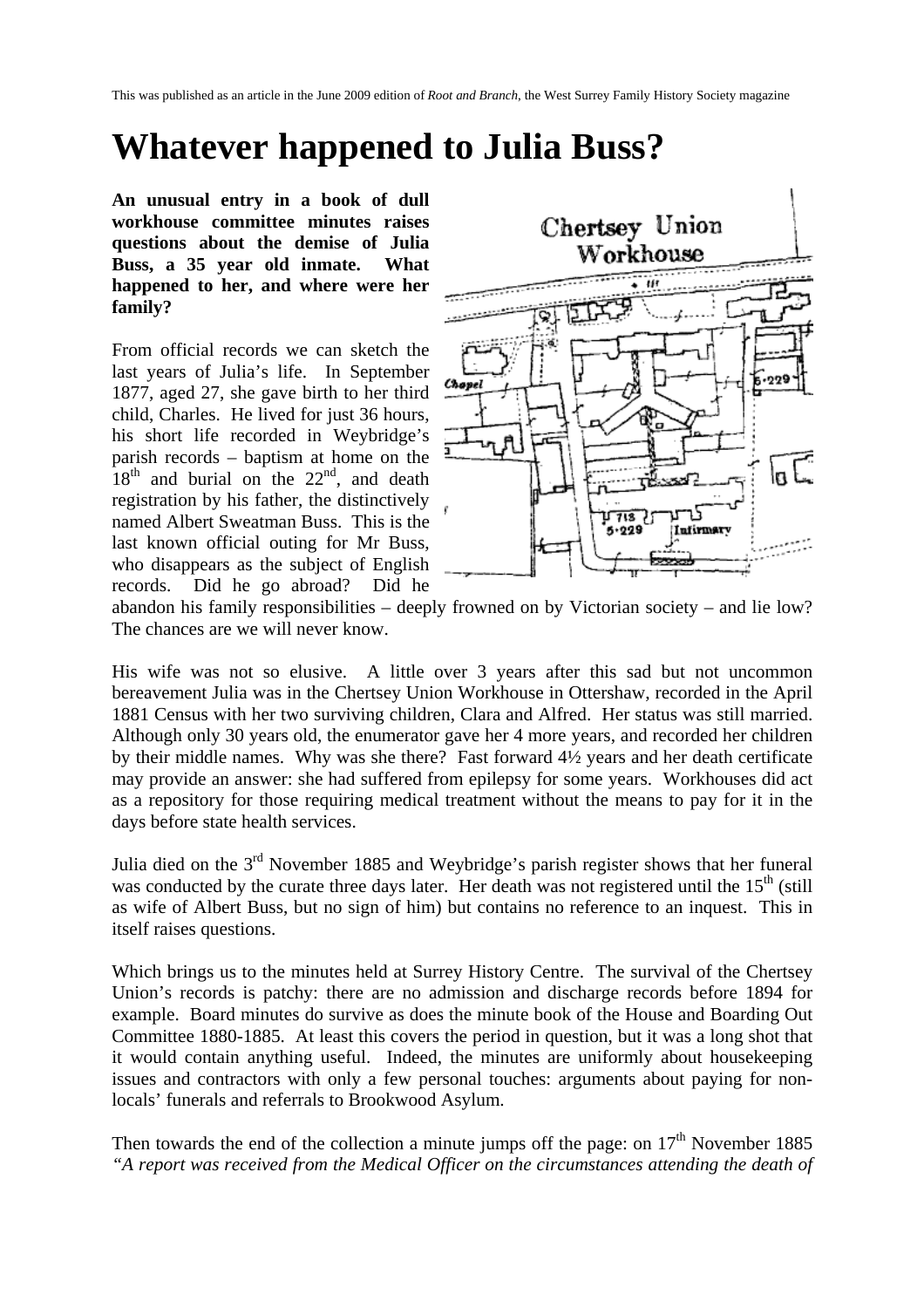This was published as an article in the June 2009 edition of *Root and Branch*, the West Surrey Family History Society magazine

# Whatever happened to Julia Buss?

**An unusual entry in a book of dull workhouse committee minutes raises questions about the demise of Julia Buss, a 35 year old inmate. What happened to her, and where were her family?**

From official records we can sketch the last years of Julia's life. In September 1877, aged 27, she gave birth to her third child, Charles. He lived for just 36 hours, his short life recorded in Weybridge's parish records – baptism at home on the 18th and burial on the 22nd, and death registration by his father, the distinctively named Albert Sweatman Buss. This is the last known official outing for Mr Buss, who disappears as the subject of English records. Did he go abroad? Did he abandon his family responsibilities – deeply frowned on by Victorian society – and lie low? The chances are we will never know.

His wife was not so elusive. A little over 3 years after this sad but not uncommon bereavement Julia was in the Chertsey Union Workhouse in Ottershaw, recorded in the April 1881 Census with her two surviving children, Clara and Alfred. Her status was still married. Although only 30 years old, the enumerator gave her 4 more years, and recorded her children by their middle names. Why was she there? Fast forward 4½ years and her death certificate may provide an answer: she had suffered from epilepsy for some years. Workhouses did act as a repository for those requiring medical treatment without the means to pay for it in the days before state health services.

Julia died on the 3rd November 1885 and Weybridge's parish register shows that her funeral was conducted by the curate three days later. Her death was not registered until the 15th (still as wife of Albert Buss, but no sign of him) but contains no reference to an inquest. This in itself raises questions.

Which brings us to the minutes held at Surrey History Centre. The survival of the Chertsey Union's records is patchy: there are no admission and discharge records before 1894 for example. Board minutes do survive as does the minute book of the House and Boarding Out Committee 1880-1885. At least this covers the period in question, but it was a long shot that it would contain anything useful. Indeed, the minutes are uniformly about housekeeping issues and contractors with only a few personal touches: arguments about paying for non-locals' funerals and referrals to Brookwood Asylum.

Then towards the end of the collection a minute jumps off the page: on 17th November 1885 *"A report was received from the Medical Officer on the circumstances attending the death of*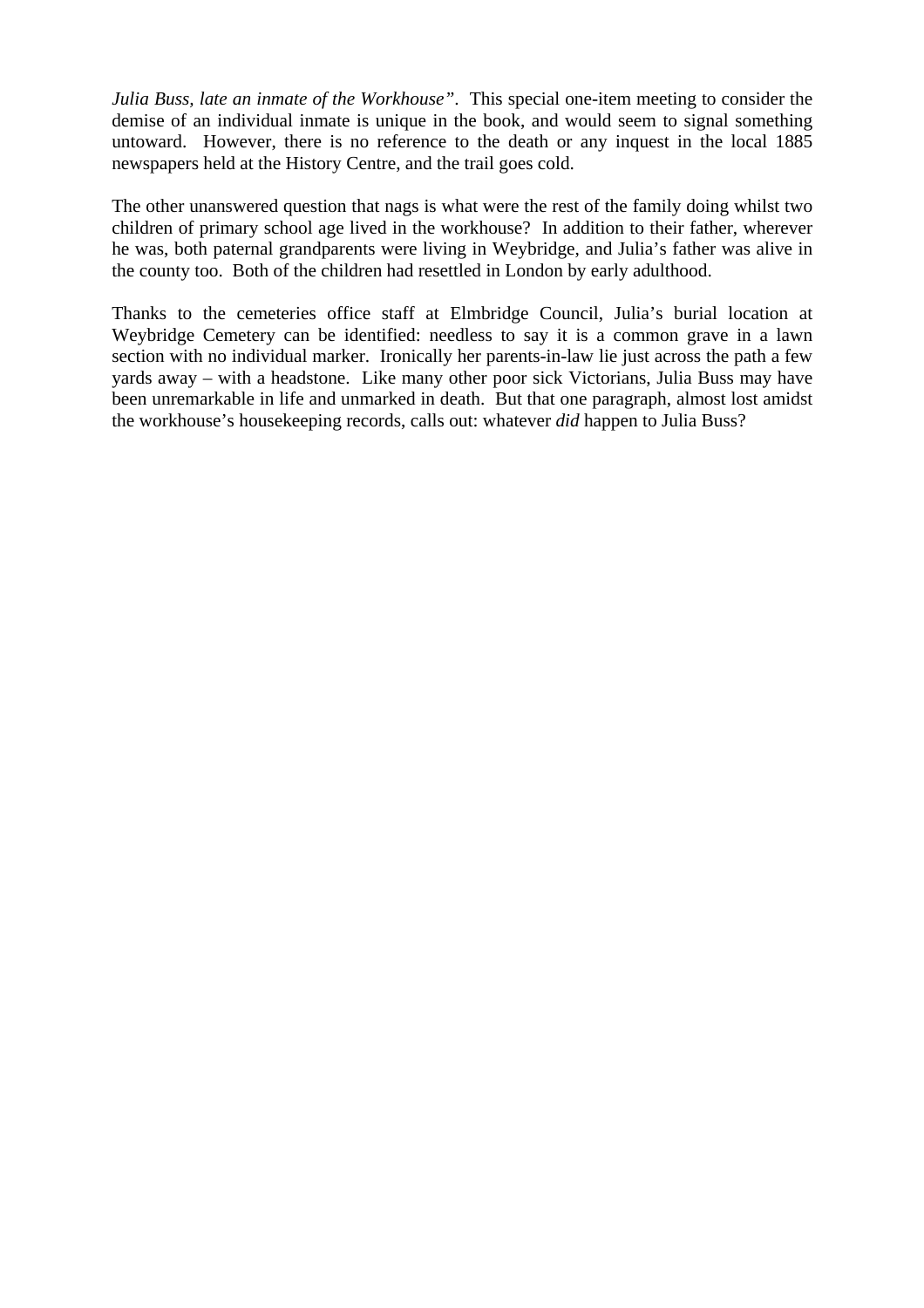*Julia Buss, late an inmate of the Workhouse"*. This special one-item meeting to consider the demise of an individual inmate is unique in the book, and would seem to signal something untoward. However, there is no reference to the death or any inquest in the local 1885 newspapers held at the History Centre, and the trail goes cold.

The other unanswered question that nags is what were the rest of the family doing whilst two children of primary school age lived in the workhouse? In addition to their father, wherever he was, both paternal grandparents were living in Weybridge, and Julia's father was alive in the county too. Both of the children had resettled in London by early adulthood.

Thanks to the cemeteries office staff at Elmbridge Council, Julia's burial location at Weybridge Cemetery can be identified: needless to say it is a common grave in a lawn section with no individual marker. Ironically her parents-in-law lie just across the path a few yards away – with a headstone. Like many other poor sick Victorians, Julia Buss may have been unremarkable in life and unmarked in death. But that one paragraph, almost lost amidst the workhouse's housekeeping records, calls out: whatever *did* happen to Julia Buss?